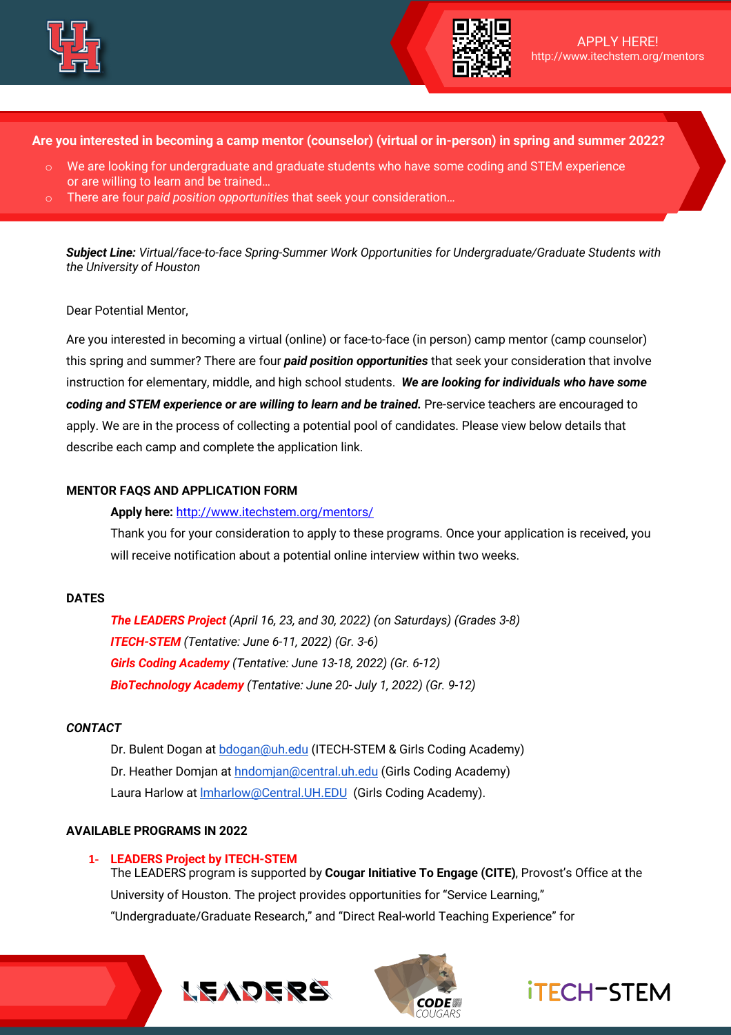APPLY HERE!
http://www.itechstem.org/mentors

**Are you interested in becoming a camp mentor (counselor) (virtual or in-person) in spring and summer 2022?**

- We are looking for undergraduate and graduate students who have some coding and STEM experience or are willing to learn and be trained…
- There are four *paid position opportunities* that seek your consideration…

***Subject Line:*** *Virtual/face-to-face Spring-Summer Work Opportunities for Undergraduate/Graduate Students with the University of Houston*

Dear Potential Mentor,

Are you interested in becoming a virtual (online) or face-to-face (in person) camp mentor (camp counselor) this spring and summer? There are four ***paid position opportunities*** that seek your consideration that involve instruction for elementary, middle, and high school students. ***We are looking for individuals who have some coding and STEM experience or are willing to learn and be trained.*** Pre-service teachers are encouraged to apply. We are in the process of collecting a potential pool of candidates. Please view below details that describe each camp and complete the application link.

**MENTOR FAQS AND APPLICATION FORM**

**Apply here:** http://www.itechstem.org/mentors/

Thank you for your consideration to apply to these programs. Once your application is received, you will receive notification about a potential online interview within two weeks.

**DATES**

***The LEADERS Project*** *(April 16, 23, and 30, 2022) (on Saturdays) (Grades 3-8)*
***ITECH-STEM*** *(Tentative: June 6-11, 2022) (Gr. 3-6)*
***Girls Coding Academy*** *(Tentative: June 13-18, 2022) (Gr. 6-12)*
***BioTechnology Academy*** *(Tentative: June 20- July 1, 2022) (Gr. 9-12)*

***CONTACT***

Dr. Bulent Dogan at bdogan@uh.edu (ITECH-STEM & Girls Coding Academy)
Dr. Heather Domjan at hndomjan@central.uh.edu (Girls Coding Academy)
Laura Harlow at lmharlow@Central.UH.EDU (Girls Coding Academy).

**AVAILABLE PROGRAMS IN 2022**

1- **LEADERS Project by ITECH-STEM**
The LEADERS program is supported by **Cougar Initiative To Engage (CITE)**, Provost's Office at the University of Houston. The project provides opportunities for "Service Learning," "Undergraduate/Graduate Research," and "Direct Real-world Teaching Experience" for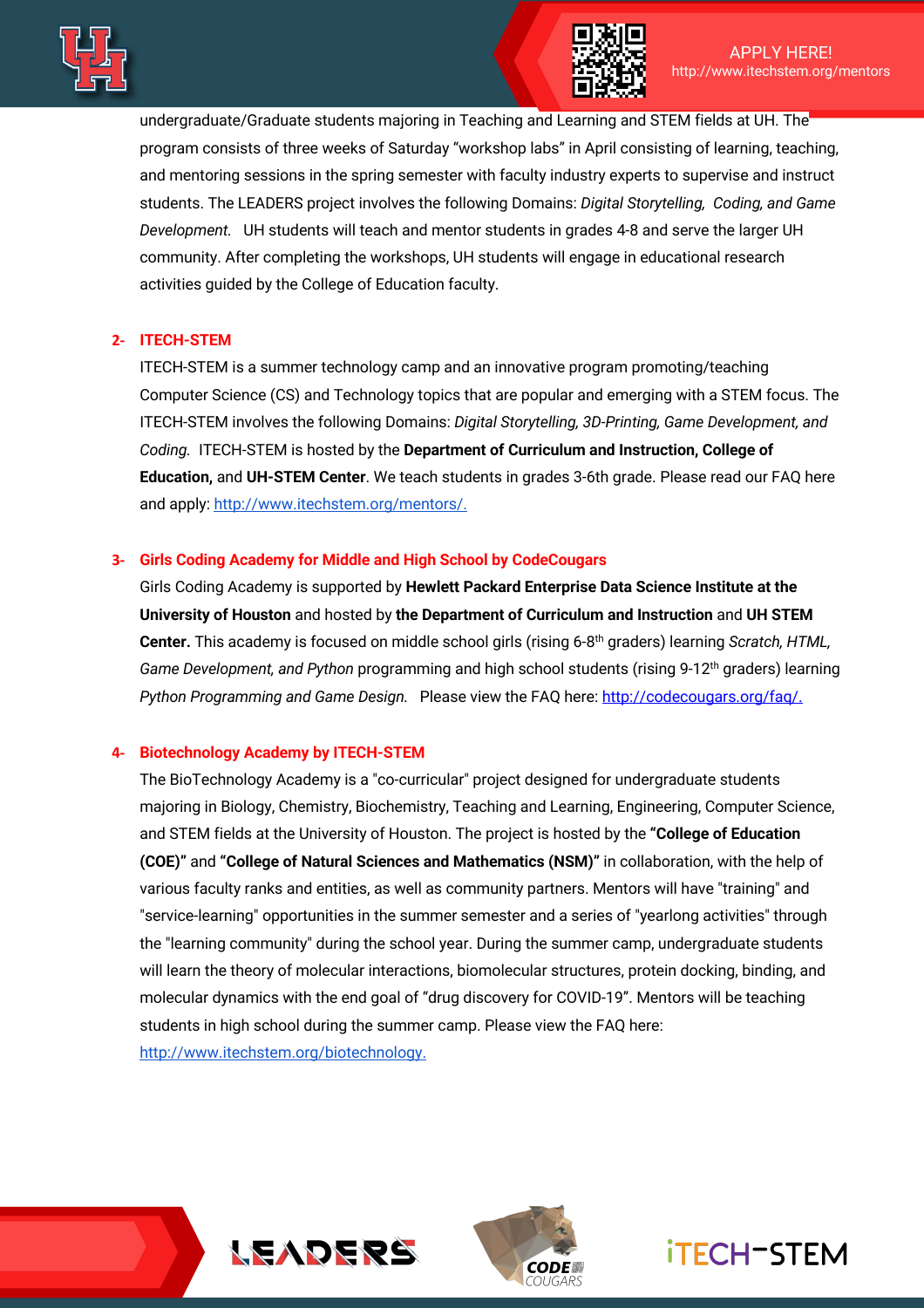undergraduate/Graduate students majoring in Teaching and Learning and STEM fields at UH. The program consists of three weeks of Saturday "workshop labs" in April consisting of learning, teaching, and mentoring sessions in the spring semester with faculty industry experts to supervise and instruct students. The LEADERS project involves the following Domains: *Digital Storytelling, Coding, and Game Development.* UH students will teach and mentor students in grades 4-8 and serve the larger UH community. After completing the workshops, UH students will engage in educational research activities guided by the College of Education faculty.

## 2- ITECH-STEM

ITECH-STEM is a summer technology camp and an innovative program promoting/teaching Computer Science (CS) and Technology topics that are popular and emerging with a STEM focus. The ITECH-STEM involves the following Domains: *Digital Storytelling, 3D-Printing, Game Development, and Coding.* ITECH-STEM is hosted by the **Department of Curriculum and Instruction, College of Education,** and **UH-STEM Center**. We teach students in grades 3-6th grade. Please read our FAQ here and apply: http://www.itechstem.org/mentors/.

## 3- Girls Coding Academy for Middle and High School by CodeCougars

Girls Coding Academy is supported by **Hewlett Packard Enterprise Data Science Institute at the University of Houston** and hosted by **the Department of Curriculum and Instruction** and **UH STEM Center.** This academy is focused on middle school girls (rising 6-8th graders) learning *Scratch, HTML, Game Development, and Python* programming and high school students (rising 9-12th graders) learning *Python Programming and Game Design.* Please view the FAQ here: http://codecougars.org/faq/.

## 4- Biotechnology Academy by ITECH-STEM

The BioTechnology Academy is a "co-curricular" project designed for undergraduate students majoring in Biology, Chemistry, Biochemistry, Teaching and Learning, Engineering, Computer Science, and STEM fields at the University of Houston. The project is hosted by the **"College of Education (COE)"** and **"College of Natural Sciences and Mathematics (NSM)"** in collaboration, with the help of various faculty ranks and entities, as well as community partners. Mentors will have "training" and "service-learning" opportunities in the summer semester and a series of "yearlong activities" through the "learning community" during the school year. During the summer camp, undergraduate students will learn the theory of molecular interactions, biomolecular structures, protein docking, binding, and molecular dynamics with the end goal of "drug discovery for COVID-19". Mentors will be teaching students in high school during the summer camp. Please view the FAQ here: http://www.itechstem.org/biotechnology.